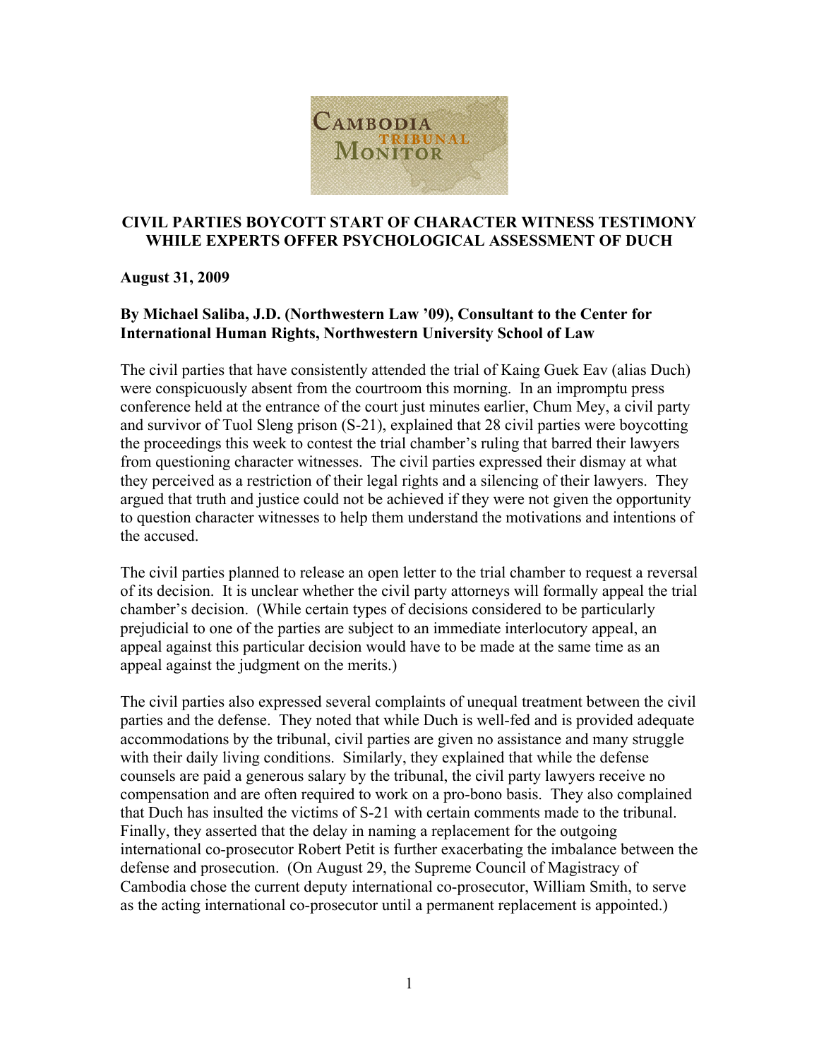CAMBODIA TRIBUNAL MONITOR

## CIVIL PARTIES BOYCOTT START OF CHARACTER WITNESS TESTIMONY WHILE EXPERTS OFFER PSYCHOLOGICAL ASSESSMENT OF DUCH

**August 31, 2009**

**By Michael Saliba, J.D. (Northwestern Law '09), Consultant to the Center for International Human Rights, Northwestern University School of Law**

The civil parties that have consistently attended the trial of Kaing Guek Eav (alias Duch) were conspicuously absent from the courtroom this morning. In an impromptu press conference held at the entrance of the court just minutes earlier, Chum Mey, a civil party and survivor of Tuol Sleng prison (S-21), explained that 28 civil parties were boycotting the proceedings this week to contest the trial chamber's ruling that barred their lawyers from questioning character witnesses. The civil parties expressed their dismay at what they perceived as a restriction of their legal rights and a silencing of their lawyers. They argued that truth and justice could not be achieved if they were not given the opportunity to question character witnesses to help them understand the motivations and intentions of the accused.

The civil parties planned to release an open letter to the trial chamber to request a reversal of its decision. It is unclear whether the civil party attorneys will formally appeal the trial chamber's decision. (While certain types of decisions considered to be particularly prejudicial to one of the parties are subject to an immediate interlocutory appeal, an appeal against this particular decision would have to be made at the same time as an appeal against the judgment on the merits.)

The civil parties also expressed several complaints of unequal treatment between the civil parties and the defense. They noted that while Duch is well-fed and is provided adequate accommodations by the tribunal, civil parties are given no assistance and many struggle with their daily living conditions. Similarly, they explained that while the defense counsels are paid a generous salary by the tribunal, the civil party lawyers receive no compensation and are often required to work on a pro-bono basis. They also complained that Duch has insulted the victims of S-21 with certain comments made to the tribunal. Finally, they asserted that the delay in naming a replacement for the outgoing international co-prosecutor Robert Petit is further exacerbating the imbalance between the defense and prosecution. (On August 29, the Supreme Council of Magistracy of Cambodia chose the current deputy international co-prosecutor, William Smith, to serve as the acting international co-prosecutor until a permanent replacement is appointed.)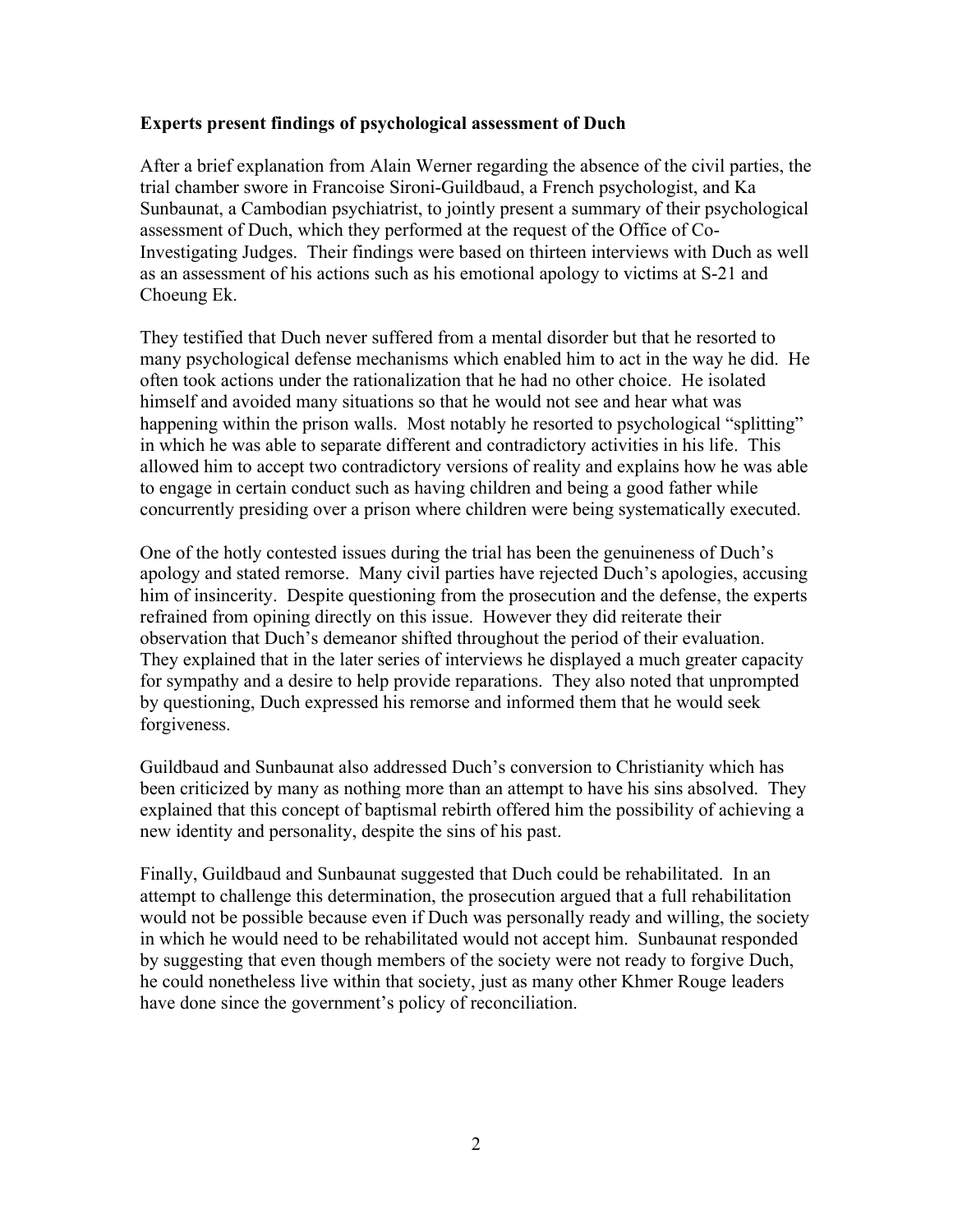**Experts present findings of psychological assessment of Duch**

After a brief explanation from Alain Werner regarding the absence of the civil parties, the trial chamber swore in Francoise Sironi-Guildbaud, a French psychologist, and Ka Sunbaunat, a Cambodian psychiatrist, to jointly present a summary of their psychological assessment of Duch, which they performed at the request of the Office of Co-Investigating Judges. Their findings were based on thirteen interviews with Duch as well as an assessment of his actions such as his emotional apology to victims at S-21 and Choeung Ek.

They testified that Duch never suffered from a mental disorder but that he resorted to many psychological defense mechanisms which enabled him to act in the way he did. He often took actions under the rationalization that he had no other choice. He isolated himself and avoided many situations so that he would not see and hear what was happening within the prison walls. Most notably he resorted to psychological "splitting" in which he was able to separate different and contradictory activities in his life. This allowed him to accept two contradictory versions of reality and explains how he was able to engage in certain conduct such as having children and being a good father while concurrently presiding over a prison where children were being systematically executed.

One of the hotly contested issues during the trial has been the genuineness of Duch's apology and stated remorse. Many civil parties have rejected Duch's apologies, accusing him of insincerity. Despite questioning from the prosecution and the defense, the experts refrained from opining directly on this issue. However they did reiterate their observation that Duch's demeanor shifted throughout the period of their evaluation. They explained that in the later series of interviews he displayed a much greater capacity for sympathy and a desire to help provide reparations. They also noted that unprompted by questioning, Duch expressed his remorse and informed them that he would seek forgiveness.

Guildbaud and Sunbaunat also addressed Duch's conversion to Christianity which has been criticized by many as nothing more than an attempt to have his sins absolved. They explained that this concept of baptismal rebirth offered him the possibility of achieving a new identity and personality, despite the sins of his past.

Finally, Guildbaud and Sunbaunat suggested that Duch could be rehabilitated. In an attempt to challenge this determination, the prosecution argued that a full rehabilitation would not be possible because even if Duch was personally ready and willing, the society in which he would need to be rehabilitated would not accept him. Sunbaunat responded by suggesting that even though members of the society were not ready to forgive Duch, he could nonetheless live within that society, just as many other Khmer Rouge leaders have done since the government's policy of reconciliation.